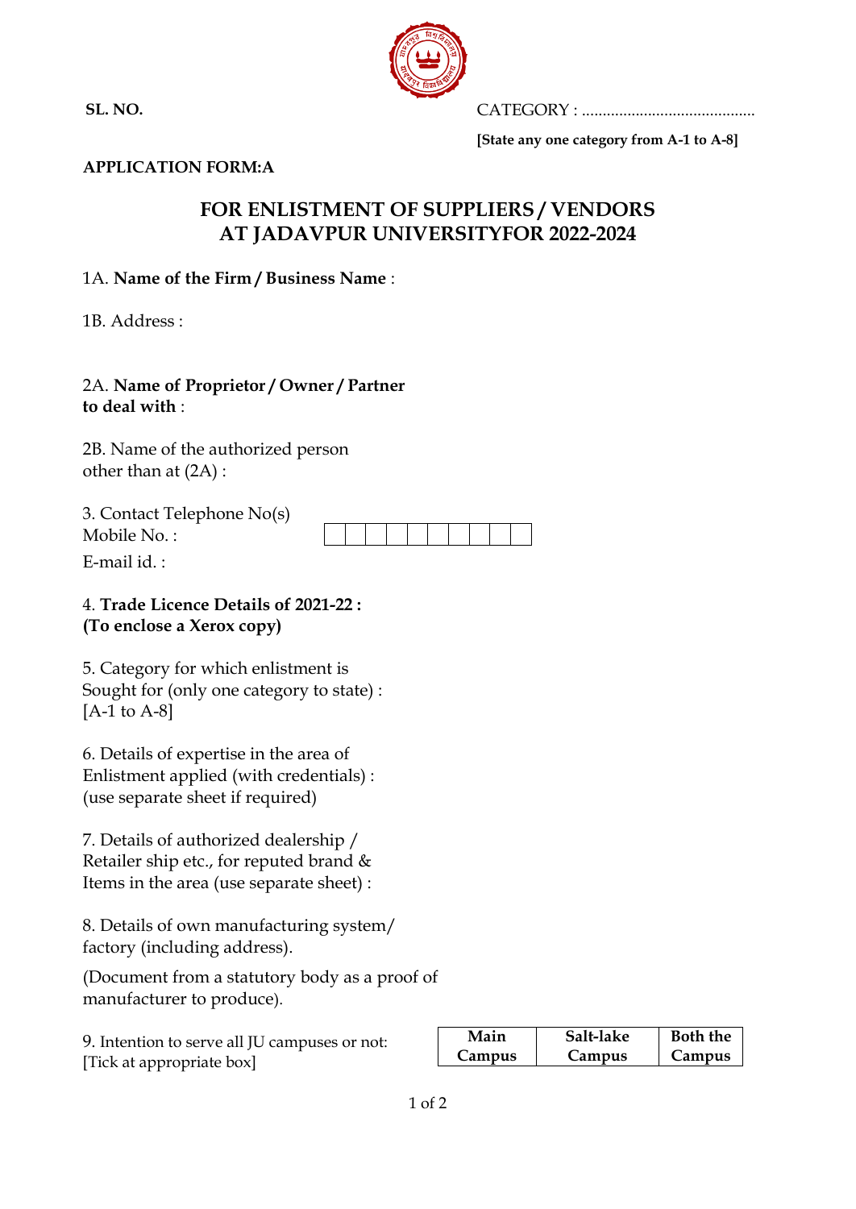**SL. NO.** CATEGORY : .........................................

**[State any one category from A-1 to A-8]**

**APPLICATION FORM:A**

## FOR ENLISTMENT OF SUPPLIERS / VENDORS AT JADAVPUR UNIVERSITYFOR 2022-2024

1A. **Name of the Firm / Business Name** :

1B. Address :

2A. **Name of Proprietor / Owner / Partner to deal with** :

2B. Name of the authorized person other than at (2A) :

3. Contact Telephone No(s)
Mobile No. :

| | | | | | | | | | |
|---|---|---|---|---|---|---|---|---|---|

E-mail id. :

4. **Trade Licence Details of 2021-22 : (To enclose a Xerox copy)**

5. Category for which enlistment is Sought for (only one category to state) : [A-1 to A-8]

6. Details of expertise in the area of Enlistment applied (with credentials) : (use separate sheet if required)

7. Details of authorized dealership / Retailer ship etc., for reputed brand & Items in the area (use separate sheet) :

8. Details of own manufacturing system/ factory (including address).

(Document from a statutory body as a proof of manufacturer to produce).

9. Intention to serve all JU campuses or not: [Tick at appropriate box]

| Main Campus | Salt-lake Campus | Both the Campus |
|---|---|---|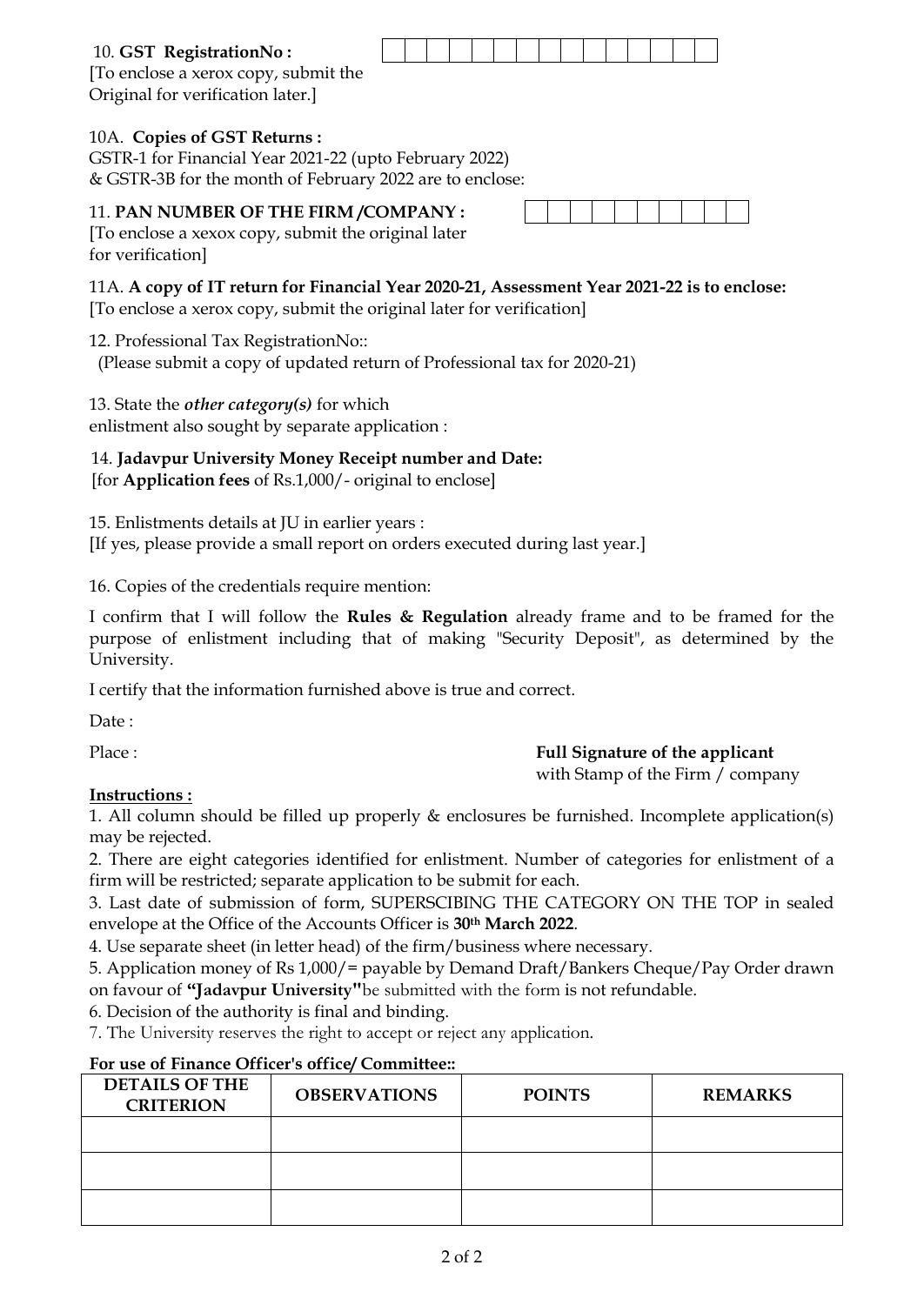10. **GST RegistrationNo :**
[To enclose a xerox copy, submit the Original for verification later.]

| | | | | | | | | | | | | | | |
|---|---|---|---|---|---|---|---|---|---|---|---|---|---|---|
| | | | | | | | | | | | | | | |

10A. **Copies of GST Returns :**
GSTR-1 for Financial Year 2021-22 (upto February 2022)
& GSTR-3B for the month of February 2022 are to enclose:

11. **PAN NUMBER OF THE FIRM /COMPANY :**
[To enclose a xexox copy, submit the original later for verification]

| | | | | | | | | | |
|---|---|---|---|---|---|---|---|---|---|
| | | | | | | | | | |

11A. **A copy of IT return for Financial Year 2020-21, Assessment Year 2021-22 is to enclose:**
[To enclose a xerox copy, submit the original later for verification]

12. Professional Tax RegistrationNo::
(Please submit a copy of updated return of Professional tax for 2020-21)

13. State the ***other category(s)*** for which enlistment also sought by separate application :

14. **Jadavpur University Money Receipt number and Date:**
[for **Application fees** of Rs.1,000/- original to enclose]

15. Enlistments details at JU in earlier years :
[If yes, please provide a small report on orders executed during last year.]

16. Copies of the credentials require mention:

I confirm that I will follow the **Rules & Regulation** already frame and to be framed for the purpose of enlistment including that of making "Security Deposit", as determined by the University.

I certify that the information furnished above is true and correct.

Date :

Place :

**Full Signature of the applicant**
with Stamp of the Firm / company

**Instructions :**

1. All column should be filled up properly & enclosures be furnished. Incomplete application(s) may be rejected.
2. There are eight categories identified for enlistment. Number of categories for enlistment of a firm will be restricted; separate application to be submit for each.
3. Last date of submission of form, SUPERSCIBING THE CATEGORY ON THE TOP in sealed envelope at the Office of the Accounts Officer is **30th March 2022**.
4. Use separate sheet (in letter head) of the firm/business where necessary.
5. Application money of Rs 1,000/= payable by Demand Draft/Bankers Cheque/Pay Order drawn on favour of **"Jadavpur University"**be submitted with the form is not refundable.
6. Decision of the authority is final and binding.
7. The University reserves the right to accept or reject any application.

**For use of Finance Officer's office/ Committee::**

| DETAILS OF THE CRITERION | OBSERVATIONS | POINTS | REMARKS |
|---|---|---|---|
| | | | |
| | | | |
| | | | |